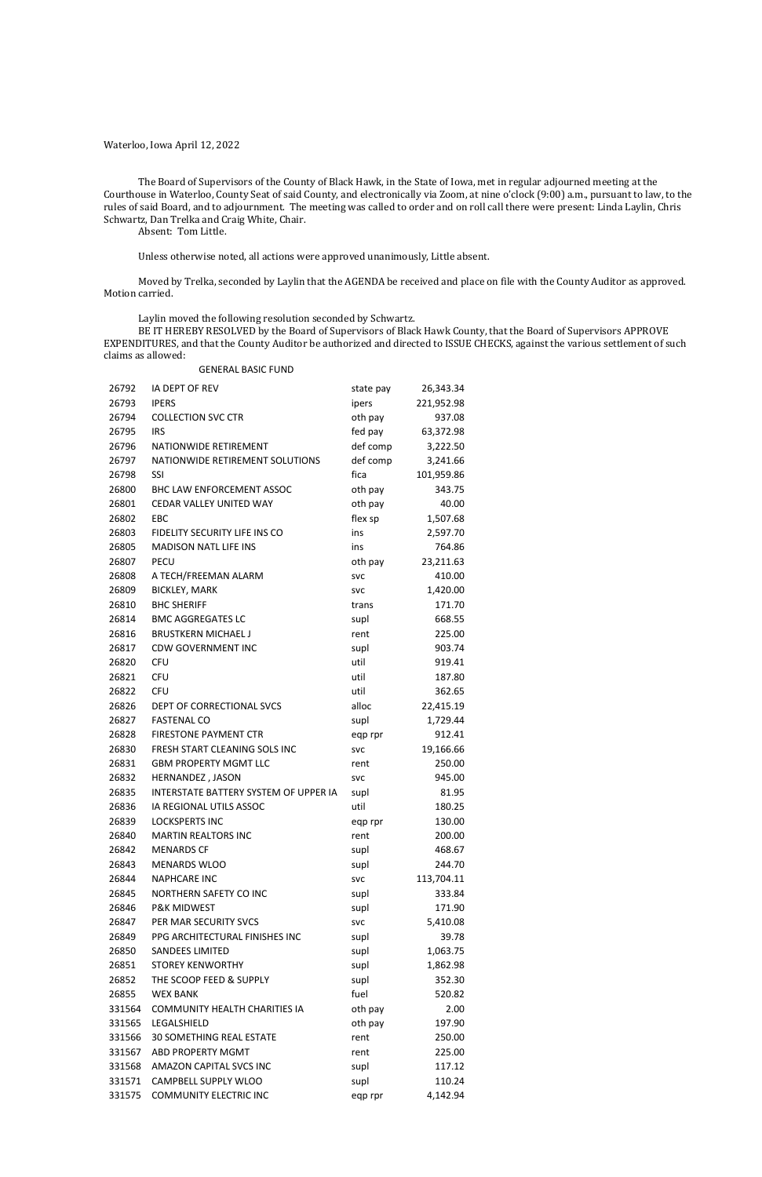Waterloo, Iowa April 12, 2022

The Board of Supervisors of the County of Black Hawk, in the State of Iowa, met in regular adjourned meeting at the Courthouse in Waterloo, County Seat of said County, and electronically via Zoom, at nine o'clock (9:00) a.m., pursuant to law, to the rules of said Board, and to adjournment. The meeting was called to order and on roll call there were present: Linda Laylin, Chris Schwartz, Dan Trelka and Craig White, Chair.
Absent: Tom Little.

Unless otherwise noted, all actions were approved unanimously, Little absent.

Moved by Trelka, seconded by Laylin that the AGENDA be received and place on file with the County Auditor as approved. Motion carried.

Laylin moved the following resolution seconded by Schwartz.
BE IT HEREBY RESOLVED by the Board of Supervisors of Black Hawk County, that the Board of Supervisors APPROVE EXPENDITURES, and that the County Auditor be authorized and directed to ISSUE CHECKS, against the various settlement of such claims as allowed:

GENERAL BASIC FUND

| | | | |
|---|---|---|---|
| 26792 | IA DEPT OF REV | state pay | 26,343.34 |
| 26793 | IPERS | ipers | 221,952.98 |
| 26794 | COLLECTION SVC CTR | oth pay | 937.08 |
| 26795 | IRS | fed pay | 63,372.98 |
| 26796 | NATIONWIDE RETIREMENT | def comp | 3,222.50 |
| 26797 | NATIONWIDE RETIREMENT SOLUTIONS | def comp | 3,241.66 |
| 26798 | SSI | fica | 101,959.86 |
| 26800 | BHC LAW ENFORCEMENT ASSOC | oth pay | 343.75 |
| 26801 | CEDAR VALLEY UNITED WAY | oth pay | 40.00 |
| 26802 | EBC | flex sp | 1,507.68 |
| 26803 | FIDELITY SECURITY LIFE INS CO | ins | 2,597.70 |
| 26805 | MADISON NATL LIFE INS | ins | 764.86 |
| 26807 | PECU | oth pay | 23,211.63 |
| 26808 | A TECH/FREEMAN ALARM | svc | 410.00 |
| 26809 | BICKLEY, MARK | svc | 1,420.00 |
| 26810 | BHC SHERIFF | trans | 171.70 |
| 26814 | BMC AGGREGATES LC | supl | 668.55 |
| 26816 | BRUSTKERN MICHAEL J | rent | 225.00 |
| 26817 | CDW GOVERNMENT INC | supl | 903.74 |
| 26820 | CFU | util | 919.41 |
| 26821 | CFU | util | 187.80 |
| 26822 | CFU | util | 362.65 |
| 26826 | DEPT OF CORRECTIONAL SVCS | alloc | 22,415.19 |
| 26827 | FASTENAL CO | supl | 1,729.44 |
| 26828 | FIRESTONE PAYMENT CTR | eqp rpr | 912.41 |
| 26830 | FRESH START CLEANING SOLS INC | svc | 19,166.66 |
| 26831 | GBM PROPERTY MGMT LLC | rent | 250.00 |
| 26832 | HERNANDEZ , JASON | svc | 945.00 |
| 26835 | INTERSTATE BATTERY SYSTEM OF UPPER IA | supl | 81.95 |
| 26836 | IA REGIONAL UTILS ASSOC | util | 180.25 |
| 26839 | LOCKSPERTS INC | eqp rpr | 130.00 |
| 26840 | MARTIN REALTORS INC | rent | 200.00 |
| 26842 | MENARDS CF | supl | 468.67 |
| 26843 | MENARDS WLOO | supl | 244.70 |
| 26844 | NAPHCARE INC | svc | 113,704.11 |
| 26845 | NORTHERN SAFETY CO INC | supl | 333.84 |
| 26846 | P&K MIDWEST | supl | 171.90 |
| 26847 | PER MAR SECURITY SVCS | svc | 5,410.08 |
| 26849 | PPG ARCHITECTURAL FINISHES INC | supl | 39.78 |
| 26850 | SANDEES LIMITED | supl | 1,063.75 |
| 26851 | STOREY KENWORTHY | supl | 1,862.98 |
| 26852 | THE SCOOP FEED & SUPPLY | supl | 352.30 |
| 26855 | WEX BANK | fuel | 520.82 |
| 331564 | COMMUNITY HEALTH CHARITIES IA | oth pay | 2.00 |
| 331565 | LEGALSHIELD | oth pay | 197.90 |
| 331566 | 30 SOMETHING REAL ESTATE | rent | 250.00 |
| 331567 | ABD PROPERTY MGMT | rent | 225.00 |
| 331568 | AMAZON CAPITAL SVCS INC | supl | 117.12 |
| 331571 | CAMPBELL SUPPLY WLOO | supl | 110.24 |
| 331575 | COMMUNITY ELECTRIC INC | eqp rpr | 4,142.94 |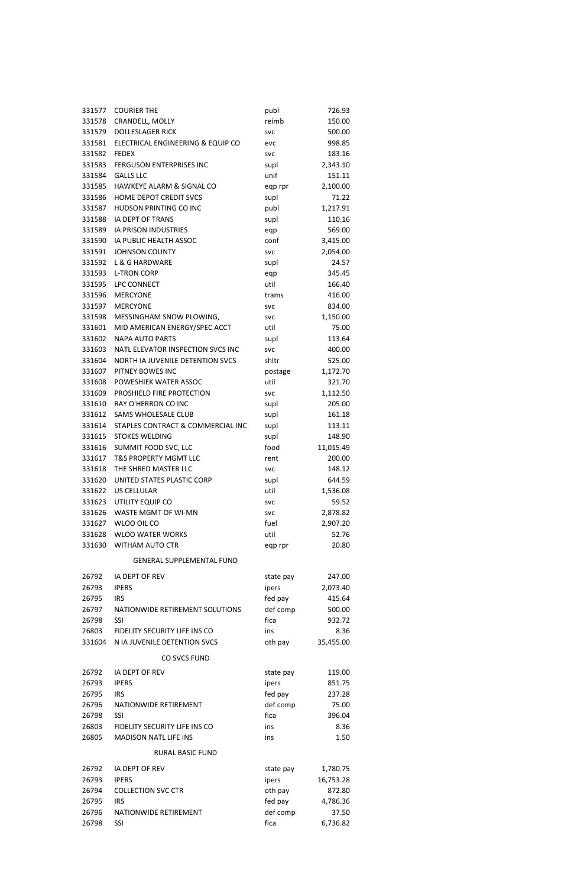| | | | |
|---|---|---|---|
| 331577 | COURIER THE | publ | 726.93 |
| 331578 | CRANDELL, MOLLY | reimb | 150.00 |
| 331579 | DOLLESLAGER RICK | svc | 500.00 |
| 331581 | ELECTRICAL ENGINEERING & EQUIP CO | evc | 998.85 |
| 331582 | FEDEX | svc | 183.16 |
| 331583 | FERGUSON ENTERPRISES INC | supl | 2,343.10 |
| 331584 | GALLS LLC | unif | 151.11 |
| 331585 | HAWKEYE ALARM & SIGNAL CO | eqp rpr | 2,100.00 |
| 331586 | HOME DEPOT CREDIT SVCS | supl | 71.22 |
| 331587 | HUDSON PRINTING CO INC | publ | 1,217.91 |
| 331588 | IA DEPT OF TRANS | supl | 110.16 |
| 331589 | IA PRISON INDUSTRIES | eqp | 569.00 |
| 331590 | IA PUBLIC HEALTH ASSOC | conf | 3,415.00 |
| 331591 | JOHNSON COUNTY | svc | 2,054.00 |
| 331592 | L & G HARDWARE | supl | 24.57 |
| 331593 | L-TRON CORP | eqp | 345.45 |
| 331595 | LPC CONNECT | util | 166.40 |
| 331596 | MERCYONE | trams | 416.00 |
| 331597 | MERCYONE | svc | 834.00 |
| 331598 | MESSINGHAM SNOW PLOWING, | svc | 1,150.00 |
| 331601 | MID AMERICAN ENERGY/SPEC ACCT | util | 75.00 |
| 331602 | NAPA AUTO PARTS | supl | 113.64 |
| 331603 | NATL ELEVATOR INSPECTION SVCS INC | svc | 400.00 |
| 331604 | NORTH IA JUVENILE DETENTION SVCS | shltr | 525.00 |
| 331607 | PITNEY BOWES INC | postage | 1,172.70 |
| 331608 | POWESHIEK WATER ASSOC | util | 321.70 |
| 331609 | PROSHIELD FIRE PROTECTION | svc | 1,112.50 |
| 331610 | RAY O'HERRON CO INC | supl | 205.00 |
| 331612 | SAMS WHOLESALE CLUB | supl | 161.18 |
| 331614 | STAPLES CONTRACT & COMMERCIAL INC | supl | 113.11 |
| 331615 | STOKES WELDING | supl | 148.90 |
| 331616 | SUMMIT FOOD SVC, LLC | food | 11,015.49 |
| 331617 | T&S PROPERTY MGMT LLC | rent | 200.00 |
| 331618 | THE SHRED MASTER LLC | svc | 148.12 |
| 331620 | UNITED STATES PLASTIC CORP | supl | 644.59 |
| 331622 | US CELLULAR | util | 1,536.08 |
| 331623 | UTILITY EQUIP CO | svc | 59.52 |
| 331626 | WASTE MGMT OF WI-MN | svc | 2,878.82 |
| 331627 | WLOO OIL CO | fuel | 2,907.20 |
| 331628 | WLOO WATER WORKS | util | 52.76 |
| 331630 | WITHAM AUTO CTR | eqp rpr | 20.80 |

GENERAL SUPPLEMENTAL FUND

| | | | |
|---|---|---|---|
| 26792 | IA DEPT OF REV | state pay | 247.00 |
| 26793 | IPERS | ipers | 2,073.40 |
| 26795 | IRS | fed pay | 415.64 |
| 26797 | NATIONWIDE RETIREMENT SOLUTIONS | def comp | 500.00 |
| 26798 | SSI | fica | 932.72 |
| 26803 | FIDELITY SECURITY LIFE INS CO | ins | 8.36 |
| 331604 | N IA JUVENILE DETENTION SVCS | oth pay | 35,455.00 |

CO SVCS FUND

| | | | |
|---|---|---|---|
| 26792 | IA DEPT OF REV | state pay | 119.00 |
| 26793 | IPERS | ipers | 851.75 |
| 26795 | IRS | fed pay | 237.28 |
| 26796 | NATIONWIDE RETIREMENT | def comp | 75.00 |
| 26798 | SSI | fica | 396.04 |
| 26803 | FIDELITY SECURITY LIFE INS CO | ins | 8.36 |
| 26805 | MADISON NATL LIFE INS | ins | 1.50 |

RURAL BASIC FUND

| | | | |
|---|---|---|---|
| 26792 | IA DEPT OF REV | state pay | 1,780.75 |
| 26793 | IPERS | ipers | 16,753.28 |
| 26794 | COLLECTION SVC CTR | oth pay | 872.80 |
| 26795 | IRS | fed pay | 4,786.36 |
| 26796 | NATIONWIDE RETIREMENT | def comp | 37.50 |
| 26798 | SSI | fica | 6,736.82 |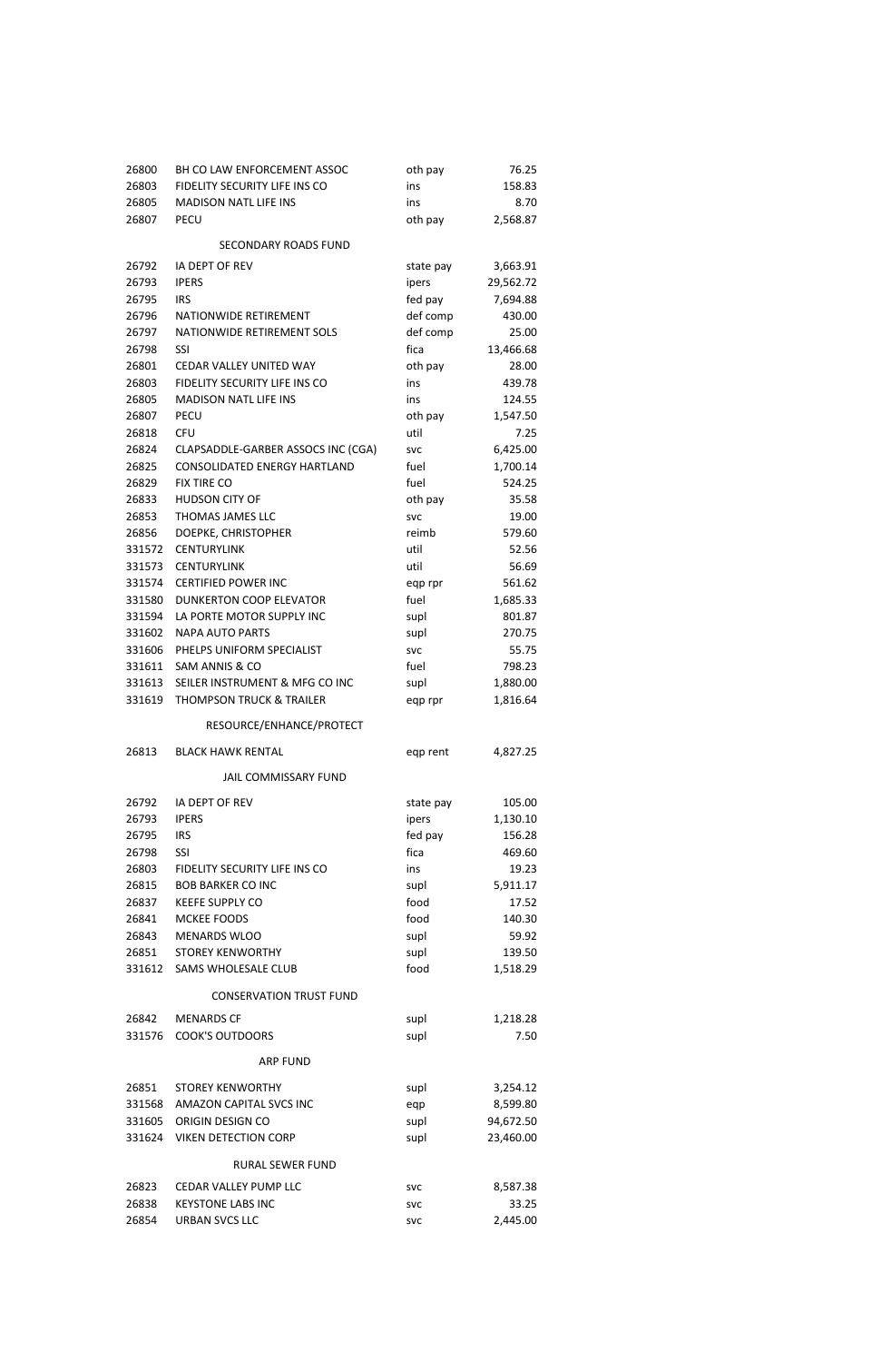| | | | |
|---|---|---|---|
| 26800 | BH CO LAW ENFORCEMENT ASSOC | oth pay | 76.25 |
| 26803 | FIDELITY SECURITY LIFE INS CO | ins | 158.83 |
| 26805 | MADISON NATL LIFE INS | ins | 8.70 |
| 26807 | PECU | oth pay | 2,568.87 |

SECONDARY ROADS FUND

| | | | |
|---|---|---|---|
| 26792 | IA DEPT OF REV | state pay | 3,663.91 |
| 26793 | IPERS | ipers | 29,562.72 |
| 26795 | IRS | fed pay | 7,694.88 |
| 26796 | NATIONWIDE RETIREMENT | def comp | 430.00 |
| 26797 | NATIONWIDE RETIREMENT SOLS | def comp | 25.00 |
| 26798 | SSI | fica | 13,466.68 |
| 26801 | CEDAR VALLEY UNITED WAY | oth pay | 28.00 |
| 26803 | FIDELITY SECURITY LIFE INS CO | ins | 439.78 |
| 26805 | MADISON NATL LIFE INS | ins | 124.55 |
| 26807 | PECU | oth pay | 1,547.50 |
| 26818 | CFU | util | 7.25 |
| 26824 | CLAPSADDLE-GARBER ASSOCS INC (CGA) | svc | 6,425.00 |
| 26825 | CONSOLIDATED ENERGY HARTLAND | fuel | 1,700.14 |
| 26829 | FIX TIRE CO | fuel | 524.25 |
| 26833 | HUDSON CITY OF | oth pay | 35.58 |
| 26853 | THOMAS JAMES LLC | svc | 19.00 |
| 26856 | DOEPKE, CHRISTOPHER | reimb | 579.60 |
| 331572 | CENTURYLINK | util | 52.56 |
| 331573 | CENTURYLINK | util | 56.69 |
| 331574 | CERTIFIED POWER INC | eqp rpr | 561.62 |
| 331580 | DUNKERTON COOP ELEVATOR | fuel | 1,685.33 |
| 331594 | LA PORTE MOTOR SUPPLY INC | supl | 801.87 |
| 331602 | NAPA AUTO PARTS | supl | 270.75 |
| 331606 | PHELPS UNIFORM SPECIALIST | svc | 55.75 |
| 331611 | SAM ANNIS & CO | fuel | 798.23 |
| 331613 | SEILER INSTRUMENT & MFG CO INC | supl | 1,880.00 |
| 331619 | THOMPSON TRUCK & TRAILER | eqp rpr | 1,816.64 |

RESOURCE/ENHANCE/PROTECT

| | | | |
|---|---|---|---|
| 26813 | BLACK HAWK RENTAL | eqp rent | 4,827.25 |

JAIL COMMISSARY FUND

| | | | |
|---|---|---|---|
| 26792 | IA DEPT OF REV | state pay | 105.00 |
| 26793 | IPERS | ipers | 1,130.10 |
| 26795 | IRS | fed pay | 156.28 |
| 26798 | SSI | fica | 469.60 |
| 26803 | FIDELITY SECURITY LIFE INS CO | ins | 19.23 |
| 26815 | BOB BARKER CO INC | supl | 5,911.17 |
| 26837 | KEEFE SUPPLY CO | food | 17.52 |
| 26841 | MCKEE FOODS | food | 140.30 |
| 26843 | MENARDS WLOO | supl | 59.92 |
| 26851 | STOREY KENWORTHY | supl | 139.50 |
| 331612 | SAMS WHOLESALE CLUB | food | 1,518.29 |

CONSERVATION TRUST FUND

| | | | |
|---|---|---|---|
| 26842 | MENARDS CF | supl | 1,218.28 |
| 331576 | COOK'S OUTDOORS | supl | 7.50 |

ARP FUND

| | | | |
|---|---|---|---|
| 26851 | STOREY KENWORTHY | supl | 3,254.12 |
| 331568 | AMAZON CAPITAL SVCS INC | eqp | 8,599.80 |
| 331605 | ORIGIN DESIGN CO | supl | 94,672.50 |
| 331624 | VIKEN DETECTION CORP | supl | 23,460.00 |

RURAL SEWER FUND

| | | | |
|---|---|---|---|
| 26823 | CEDAR VALLEY PUMP LLC | svc | 8,587.38 |
| 26838 | KEYSTONE LABS INC | svc | 33.25 |
| 26854 | URBAN SVCS LLC | svc | 2,445.00 |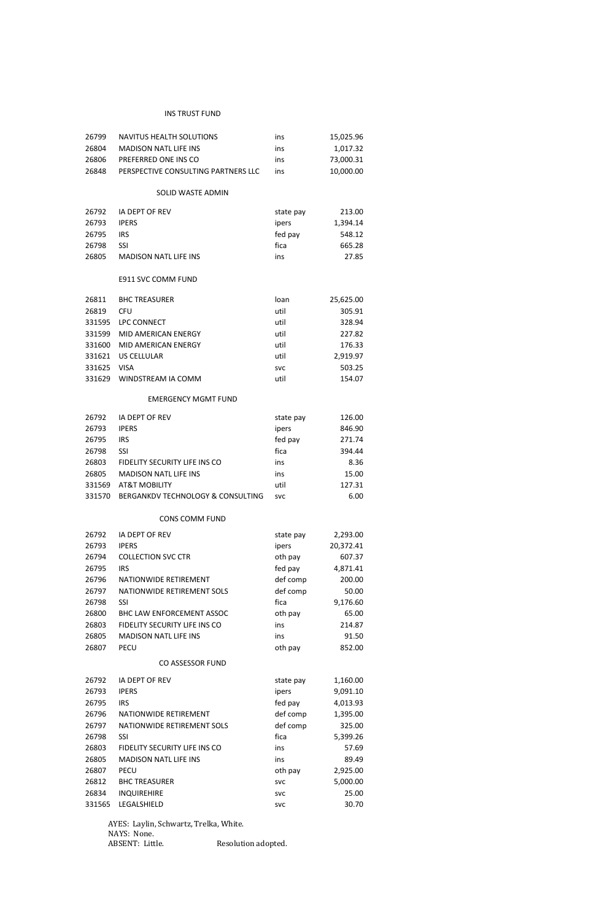INS TRUST FUND

| | | | |
|---|---|---|---|
| 26799 | NAVITUS HEALTH SOLUTIONS | ins | 15,025.96 |
| 26804 | MADISON NATL LIFE INS | ins | 1,017.32 |
| 26806 | PREFERRED ONE INS CO | ins | 73,000.31 |
| 26848 | PERSPECTIVE CONSULTING PARTNERS LLC | ins | 10,000.00 |

SOLID WASTE ADMIN

| | | | |
|---|---|---|---|
| 26792 | IA DEPT OF REV | state pay | 213.00 |
| 26793 | IPERS | ipers | 1,394.14 |
| 26795 | IRS | fed pay | 548.12 |
| 26798 | SSI | fica | 665.28 |
| 26805 | MADISON NATL LIFE INS | ins | 27.85 |

E911 SVC COMM FUND

| | | | |
|---|---|---|---|
| 26811 | BHC TREASURER | loan | 25,625.00 |
| 26819 | CFU | util | 305.91 |
| 331595 | LPC CONNECT | util | 328.94 |
| 331599 | MID AMERICAN ENERGY | util | 227.82 |
| 331600 | MID AMERICAN ENERGY | util | 176.33 |
| 331621 | US CELLULAR | util | 2,919.97 |
| 331625 | VISA | svc | 503.25 |
| 331629 | WINDSTREAM IA COMM | util | 154.07 |

EMERGENCY MGMT FUND

| | | | |
|---|---|---|---|
| 26792 | IA DEPT OF REV | state pay | 126.00 |
| 26793 | IPERS | ipers | 846.90 |
| 26795 | IRS | fed pay | 271.74 |
| 26798 | SSI | fica | 394.44 |
| 26803 | FIDELITY SECURITY LIFE INS CO | ins | 8.36 |
| 26805 | MADISON NATL LIFE INS | ins | 15.00 |
| 331569 | AT&T MOBILITY | util | 127.31 |
| 331570 | BERGANKDV TECHNOLOGY & CONSULTING | svc | 6.00 |

CONS COMM FUND

| | | | |
|---|---|---|---|
| 26792 | IA DEPT OF REV | state pay | 2,293.00 |
| 26793 | IPERS | ipers | 20,372.41 |
| 26794 | COLLECTION SVC CTR | oth pay | 607.37 |
| 26795 | IRS | fed pay | 4,871.41 |
| 26796 | NATIONWIDE RETIREMENT | def comp | 200.00 |
| 26797 | NATIONWIDE RETIREMENT SOLS | def comp | 50.00 |
| 26798 | SSI | fica | 9,176.60 |
| 26800 | BHC LAW ENFORCEMENT ASSOC | oth pay | 65.00 |
| 26803 | FIDELITY SECURITY LIFE INS CO | ins | 214.87 |
| 26805 | MADISON NATL LIFE INS | ins | 91.50 |
| 26807 | PECU | oth pay | 852.00 |

CO ASSESSOR FUND

| | | | |
|---|---|---|---|
| 26792 | IA DEPT OF REV | state pay | 1,160.00 |
| 26793 | IPERS | ipers | 9,091.10 |
| 26795 | IRS | fed pay | 4,013.93 |
| 26796 | NATIONWIDE RETIREMENT | def comp | 1,395.00 |
| 26797 | NATIONWIDE RETIREMENT SOLS | def comp | 325.00 |
| 26798 | SSI | fica | 5,399.26 |
| 26803 | FIDELITY SECURITY LIFE INS CO | ins | 57.69 |
| 26805 | MADISON NATL LIFE INS | ins | 89.49 |
| 26807 | PECU | oth pay | 2,925.00 |
| 26812 | BHC TREASURER | svc | 5,000.00 |
| 26834 | INQUIREHIRE | svc | 25.00 |
| 331565 | LEGALSHIELD | svc | 30.70 |

AYES: Laylin, Schwartz, Trelka, White.
NAYS: None.
ABSENT: Little. Resolution adopted.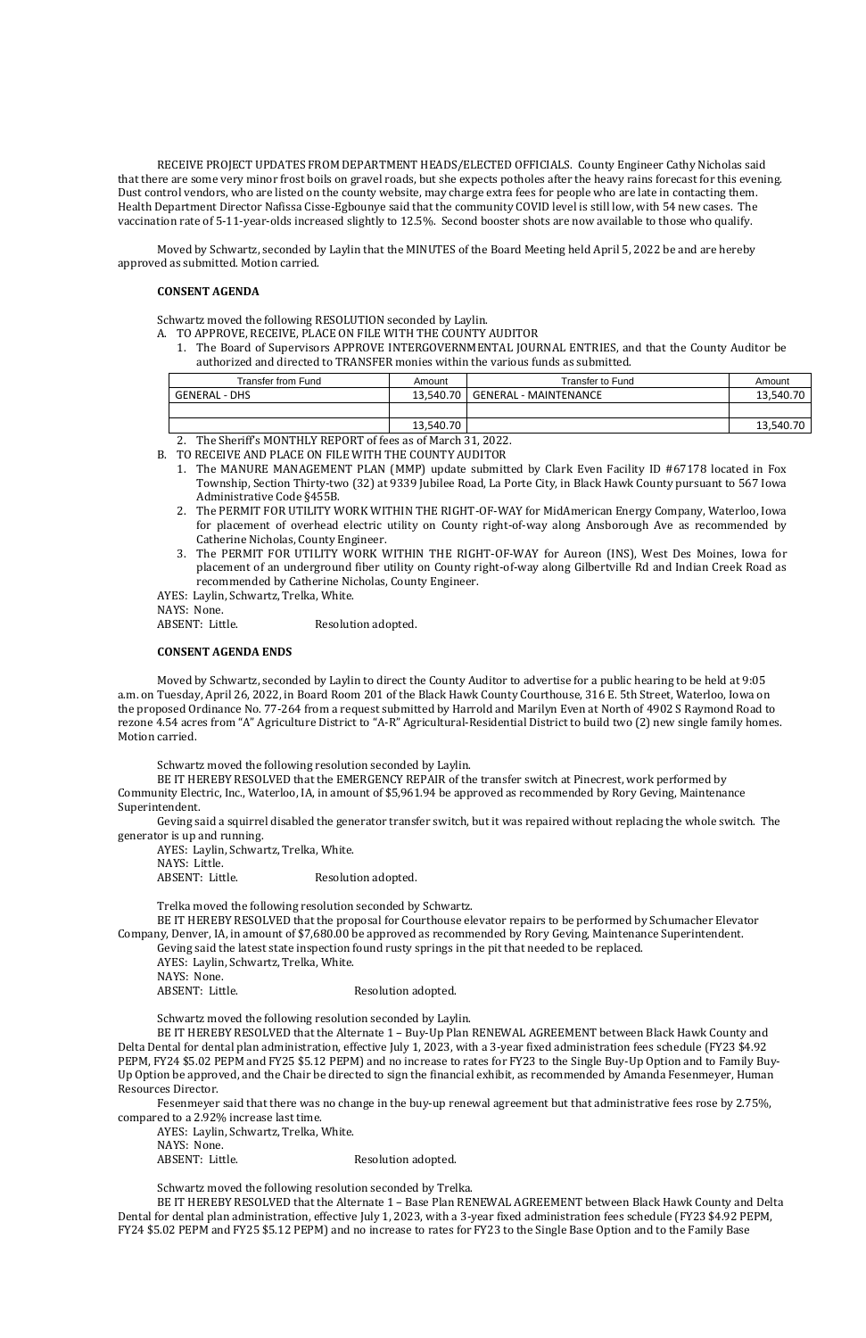RECEIVE PROJECT UPDATES FROM DEPARTMENT HEADS/ELECTED OFFICIALS. County Engineer Cathy Nicholas said that there are some very minor frost boils on gravel roads, but she expects potholes after the heavy rains forecast for this evening. Dust control vendors, who are listed on the county website, may charge extra fees for people who are late in contacting them. Health Department Director Nafissa Cisse-Egbounye said that the community COVID level is still low, with 54 new cases. The vaccination rate of 5-11-year-olds increased slightly to 12.5%. Second booster shots are now available to those who qualify.

Moved by Schwartz, seconded by Laylin that the MINUTES of the Board Meeting held April 5, 2022 be and are hereby approved as submitted. Motion carried.

**CONSENT AGENDA**

Schwartz moved the following RESOLUTION seconded by Laylin.

A. TO APPROVE, RECEIVE, PLACE ON FILE WITH THE COUNTY AUDITOR
   1. The Board of Supervisors APPROVE INTERGOVERNMENTAL JOURNAL ENTRIES, and that the County Auditor be authorized and directed to TRANSFER monies within the various funds as submitted.

| Transfer from Fund | Amount | Transfer to Fund | Amount |
|---|---|---|---|
| GENERAL - DHS | 13,540.70 | GENERAL - MAINTENANCE | 13,540.70 |
| | | | |
| | 13,540.70 | | 13,540.70 |

   2. The Sheriff's MONTHLY REPORT of fees as of March 31, 2022.

B. TO RECEIVE AND PLACE ON FILE WITH THE COUNTY AUDITOR
   1. The MANURE MANAGEMENT PLAN (MMP) update submitted by Clark Even Facility ID #67178 located in Fox Township, Section Thirty-two (32) at 9339 Jubilee Road, La Porte City, in Black Hawk County pursuant to 567 Iowa Administrative Code §455B.
   2. The PERMIT FOR UTILITY WORK WITHIN THE RIGHT-OF-WAY for MidAmerican Energy Company, Waterloo, Iowa for placement of overhead electric utility on County right-of-way along Ansborough Ave as recommended by Catherine Nicholas, County Engineer.
   3. The PERMIT FOR UTILITY WORK WITHIN THE RIGHT-OF-WAY for Aureon (INS), West Des Moines, Iowa for placement of an underground fiber utility on County right-of-way along Gilbertville Rd and Indian Creek Road as recommended by Catherine Nicholas, County Engineer.

AYES: Laylin, Schwartz, Trelka, White.
NAYS: None.
ABSENT: Little. Resolution adopted.

**CONSENT AGENDA ENDS**

Moved by Schwartz, seconded by Laylin to direct the County Auditor to advertise for a public hearing to be held at 9:05 a.m. on Tuesday, April 26, 2022, in Board Room 201 of the Black Hawk County Courthouse, 316 E. 5th Street, Waterloo, Iowa on the proposed Ordinance No. 77-264 from a request submitted by Harrold and Marilyn Even at North of 4902 S Raymond Road to rezone 4.54 acres from "A" Agriculture District to "A-R" Agricultural-Residential District to build two (2) new single family homes. Motion carried.

Schwartz moved the following resolution seconded by Laylin.

BE IT HEREBY RESOLVED that the EMERGENCY REPAIR of the transfer switch at Pinecrest, work performed by Community Electric, Inc., Waterloo, IA, in amount of $5,961.94 be approved as recommended by Rory Geving, Maintenance Superintendent.

Geving said a squirrel disabled the generator transfer switch, but it was repaired without replacing the whole switch. The generator is up and running.

AYES: Laylin, Schwartz, Trelka, White.
NAYS: Little.
ABSENT: Little. Resolution adopted.

Trelka moved the following resolution seconded by Schwartz.

BE IT HEREBY RESOLVED that the proposal for Courthouse elevator repairs to be performed by Schumacher Elevator Company, Denver, IA, in amount of $7,680.00 be approved as recommended by Rory Geving, Maintenance Superintendent.

Geving said the latest state inspection found rusty springs in the pit that needed to be replaced.

AYES: Laylin, Schwartz, Trelka, White.
NAYS: None.
ABSENT: Little. Resolution adopted.

Schwartz moved the following resolution seconded by Laylin.

BE IT HEREBY RESOLVED that the Alternate 1 – Buy-Up Plan RENEWAL AGREEMENT between Black Hawk County and Delta Dental for dental plan administration, effective July 1, 2023, with a 3-year fixed administration fees schedule (FY23 $4.92 PEPM, FY24 $5.02 PEPM and FY25 $5.12 PEPM) and no increase to rates for FY23 to the Single Buy-Up Option and to Family Buy-Up Option be approved, and the Chair be directed to sign the financial exhibit, as recommended by Amanda Fesenmeyer, Human Resources Director.

Fesenmeyer said that there was no change in the buy-up renewal agreement but that administrative fees rose by 2.75%, compared to a 2.92% increase last time.

AYES: Laylin, Schwartz, Trelka, White.
NAYS: None.
ABSENT: Little. Resolution adopted.

Schwartz moved the following resolution seconded by Trelka.

BE IT HEREBY RESOLVED that the Alternate 1 – Base Plan RENEWAL AGREEMENT between Black Hawk County and Delta Dental for dental plan administration, effective July 1, 2023, with a 3-year fixed administration fees schedule (FY23 $4.92 PEPM, FY24 $5.02 PEPM and FY25 $5.12 PEPM) and no increase to rates for FY23 to the Single Base Option and to the Family Base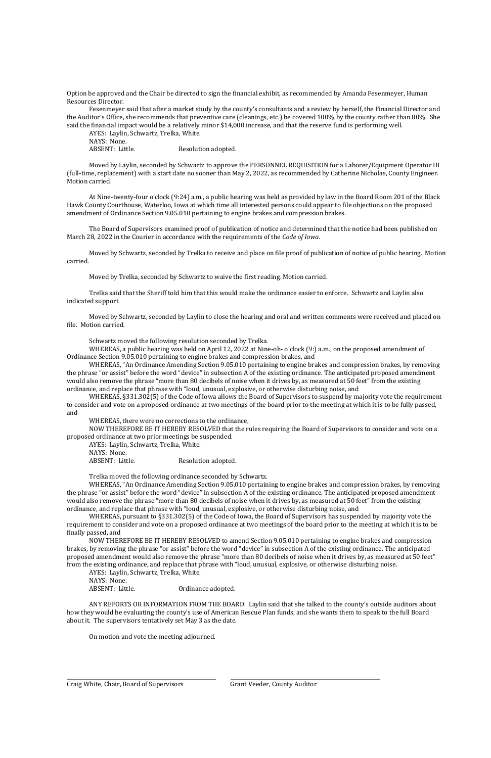Option be approved and the Chair be directed to sign the financial exhibit, as recommended by Amanda Fesenmeyer, Human Resources Director.

Fesenmeyer said that after a market study by the county's consultants and a review by herself, the Financial Director and the Auditor's Office, she recommends that preventive care (cleanings, etc.) be covered 100% by the county rather than 80%. She said the financial impact would be a relatively minor $14,000 increase, and that the reserve fund is performing well.

AYES: Laylin, Schwartz, Trelka, White.
NAYS: None.
ABSENT: Little. Resolution adopted.

Moved by Laylin, seconded by Schwartz to approve the PERSONNEL REQUISITION for a Laborer/Equipment Operator III (full-time, replacement) with a start date no sooner than May 2, 2022, as recommended by Catherine Nicholas, County Engineer. Motion carried.

At Nine-twenty-four o'clock (9:24) a.m., a public hearing was held as provided by law in the Board Room 201 of the Black Hawk County Courthouse, Waterloo, Iowa at which time all interested persons could appear to file objections on the proposed amendment of Ordinance Section 9.05.010 pertaining to engine brakes and compression brakes.

The Board of Supervisors examined proof of publication of notice and determined that the notice had been published on March 28, 2022 in the Courier in accordance with the requirements of the *Code of Iowa*.

Moved by Schwartz, seconded by Trelka to receive and place on file proof of publication of notice of public hearing. Motion carried.

Moved by Trelka, seconded by Schwartz to waive the first reading. Motion carried.

Trelka said that the Sheriff told him that this would make the ordinance easier to enforce. Schwartz and Laylin also indicated support.

Moved by Schwartz, seconded by Laylin to close the hearing and oral and written comments were received and placed on file. Motion carried.

Schwartz moved the following resolution seconded by Trelka.

WHEREAS, a public hearing was held on April 12, 2022 at Nine-oh- o'clock (9:) a.m., on the proposed amendment of Ordinance Section 9.05.010 pertaining to engine brakes and compression brakes, and

WHEREAS, "An Ordinance Amending Section 9.05.010 pertaining to engine brakes and compression brakes, by removing the phrase "or assist" before the word "device" in subsection A of the existing ordinance. The anticipated proposed amendment would also remove the phrase "more than 80 decibels of noise when it drives by, as measured at 50 feet" from the existing ordinance, and replace that phrase with "loud, unusual, explosive, or otherwise disturbing noise, and

WHEREAS, §331.302(5) of the Code of Iowa allows the Board of Supervisors to suspend by majority vote the requirement to consider and vote on a proposed ordinance at two meetings of the board prior to the meeting at which it is to be fully passed, and

WHEREAS, there were no corrections to the ordinance,

NOW THEREFORE BE IT HEREBY RESOLVED that the rules requiring the Board of Supervisors to consider and vote on a proposed ordinance at two prior meetings be suspended.

AYES: Laylin, Schwartz, Trelka, White.
NAYS: None.
ABSENT: Little. Resolution adopted.

Trelka moved the following ordinance seconded by Schwartz.

WHEREAS, "An Ordinance Amending Section 9.05.010 pertaining to engine brakes and compression brakes, by removing the phrase "or assist" before the word "device" in subsection A of the existing ordinance. The anticipated proposed amendment would also remove the phrase "more than 80 decibels of noise when it drives by, as measured at 50 feet" from the existing ordinance, and replace that phrase with "loud, unusual, explosive, or otherwise disturbing noise, and

WHEREAS, pursuant to §331.302(5) of the Code of Iowa, the Board of Supervisors has suspended by majority vote the requirement to consider and vote on a proposed ordinance at two meetings of the board prior to the meeting at which it is to be finally passed, and

NOW THEREFORE BE IT HEREBY RESOLVED to amend Section 9.05.010 pertaining to engine brakes and compression brakes, by removing the phrase "or assist" before the word "device" in subsection A of the existing ordinance. The anticipated proposed amendment would also remove the phrase "more than 80 decibels of noise when it drives by, as measured at 50 feet" from the existing ordinance, and replace that phrase with "loud, unusual, explosive, or otherwise disturbing noise.

AYES: Laylin, Schwartz, Trelka, White.
NAYS: None.
ABSENT: Little. Ordinance adopted.

ANY REPORTS OR INFORMATION FROM THE BOARD. Laylin said that she talked to the county's outside auditors about how they would be evaluating the county's use of American Rescue Plan funds, and she wants them to speak to the full Board about it. The supervisors tentatively set May 3 as the date.

On motion and vote the meeting adjourned.

Craig White, Chair, Board of Supervisors

Grant Veeder, County Auditor